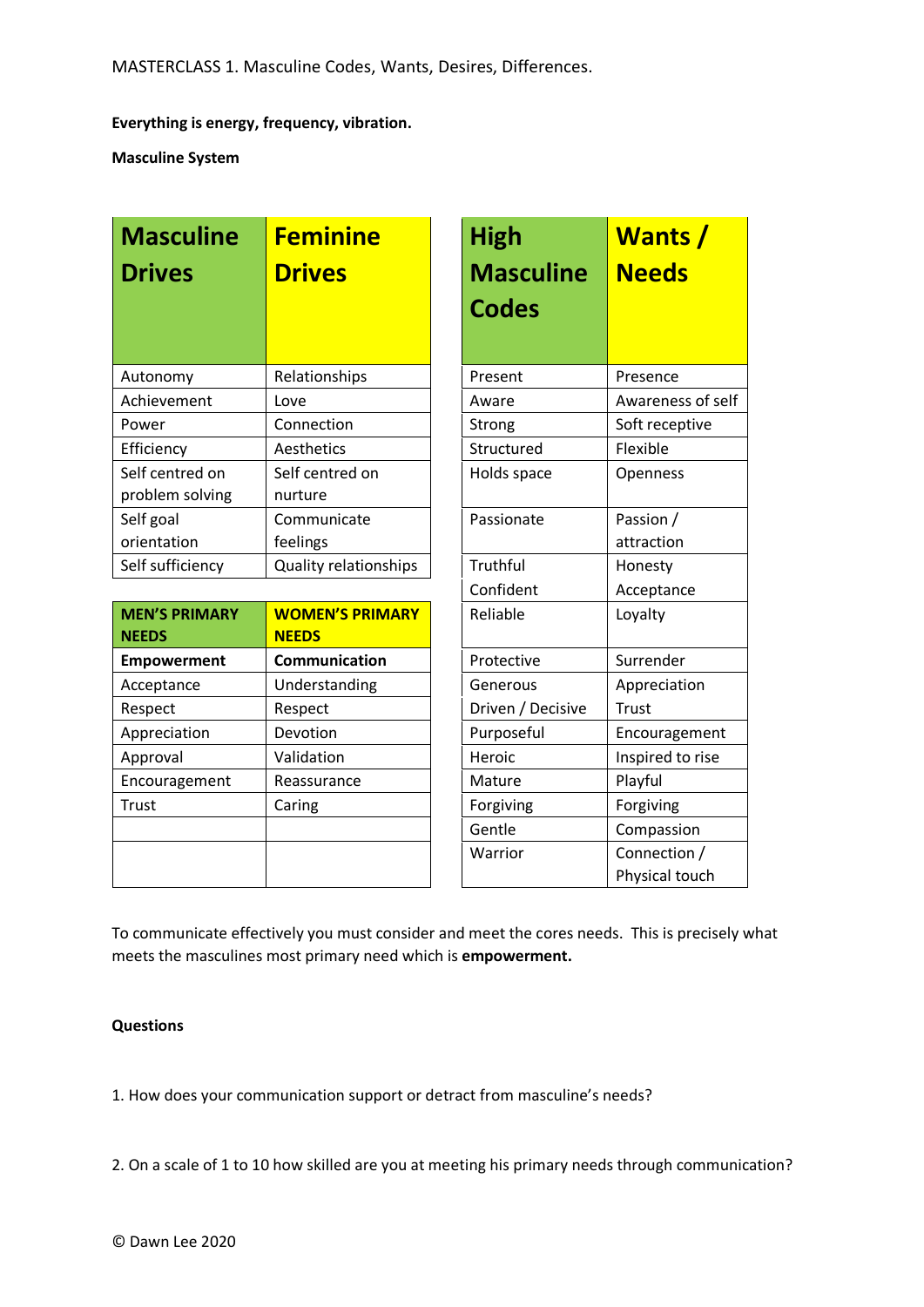MASTERCLASS 1. Masculine Codes, Wants, Desires, Differences.

**Everything is energy, frequency, vibration.**

**Masculine System**

| Masculine Drives | Feminine Drives |
|---|---|
| Autonomy | Relationships |
| Achievement | Love |
| Power | Connection |
| Efficiency | Aesthetics |
| Self centred on problem solving | Self centred on nurture |
| Self goal orientation | Communicate feelings |
| Self sufficiency | Quality relationships |

| MEN'S PRIMARY NEEDS | WOMEN'S PRIMARY NEEDS |
|---|---|
| **Empowerment** | **Communication** |
| Acceptance | Understanding |
| Respect | Respect |
| Appreciation | Devotion |
| Approval | Validation |
| Encouragement | Reassurance |
| Trust | Caring |
| | |
| | |

| High Masculine Codes | Wants / Needs |
|---|---|
| Present | Presence |
| Aware | Awareness of self |
| Strong | Soft receptive |
| Structured | Flexible |
| Holds space | Openness |
| Passionate | Passion / attraction |
| Truthful<br>Confident | Honesty<br>Acceptance |
| Reliable | Loyalty |
| Protective | Surrender |
| Generous | Appreciation |
| Driven / Decisive | Trust |
| Purposeful | Encouragement |
| Heroic | Inspired to rise |
| Mature | Playful |
| Forgiving | Forgiving |
| Gentle | Compassion |
| Warrior | Connection / Physical touch |

To communicate effectively you must consider and meet the cores needs. This is precisely what meets the masculines most primary need which is **empowerment.**

**Questions**

1. How does your communication support or detract from masculine's needs?

2. On a scale of 1 to 10 how skilled are you at meeting his primary needs through communication?

© Dawn Lee 2020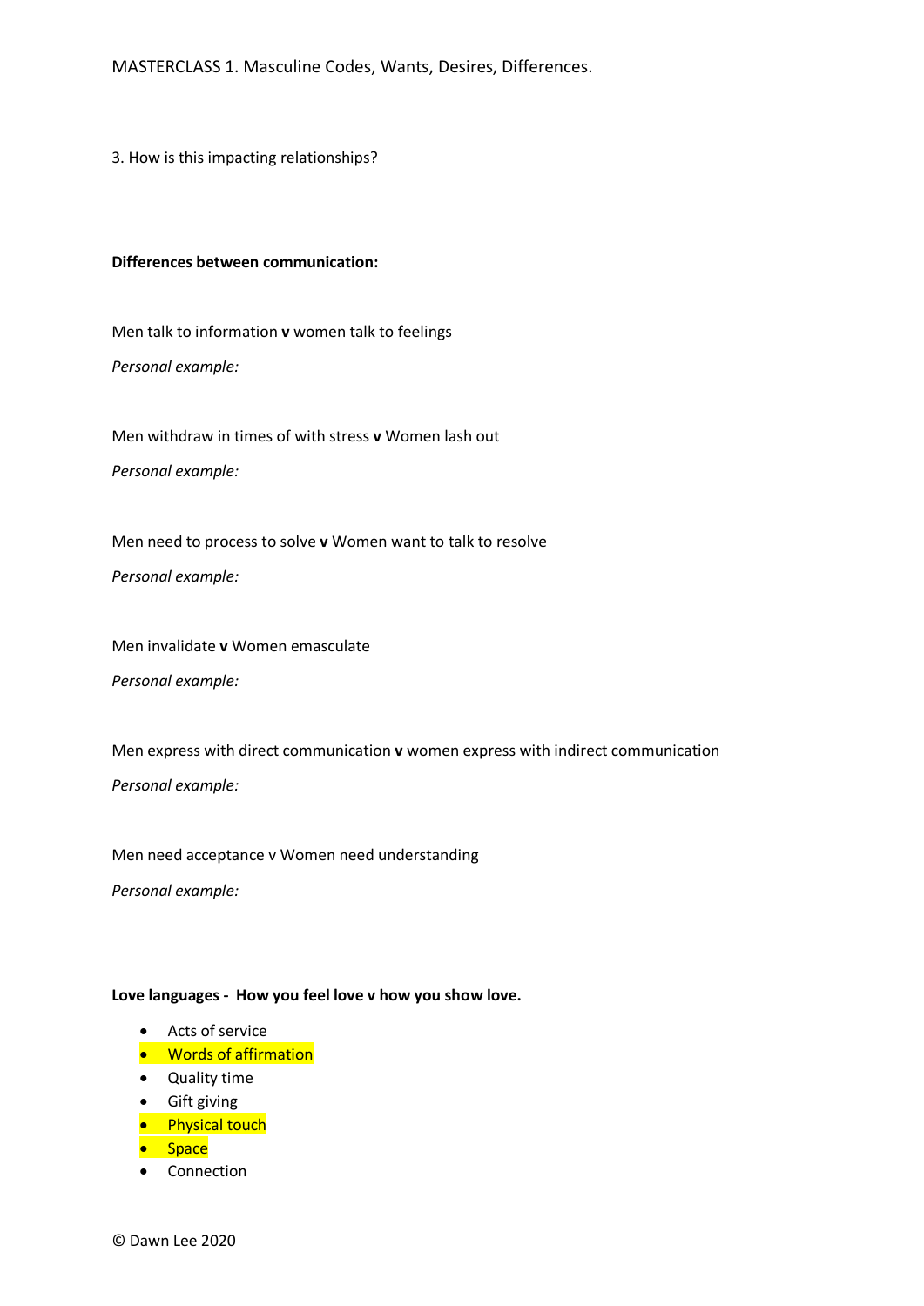MASTERCLASS 1. Masculine Codes, Wants, Desires, Differences.

3. How is this impacting relationships?

**Differences between communication:**

Men talk to information **v** women talk to feelings

*Personal example:*

Men withdraw in times of with stress **v** Women lash out

*Personal example:*

Men need to process to solve **v** Women want to talk to resolve

*Personal example:*

Men invalidate **v** Women emasculate

*Personal example:*

Men express with direct communication **v** women express with indirect communication

*Personal example:*

Men need acceptance v Women need understanding

*Personal example:*

**Love languages - How you feel love v how you show love.**

- Acts of service
- Words of affirmation
- Quality time
- Gift giving
- Physical touch
- Space
- Connection

© Dawn Lee 2020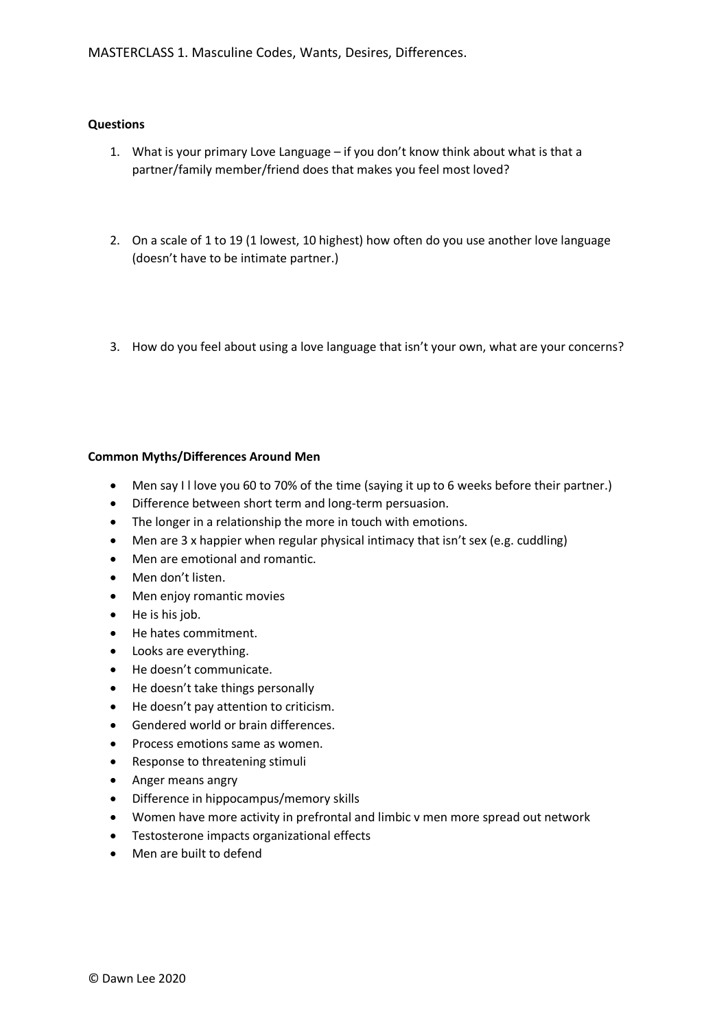MASTERCLASS 1. Masculine Codes, Wants, Desires, Differences.

**Questions**

1. What is your primary Love Language – if you don't know think about what is that a partner/family member/friend does that makes you feel most loved?

2. On a scale of 1 to 19 (1 lowest, 10 highest) how often do you use another love language (doesn't have to be intimate partner.)

3. How do you feel about using a love language that isn't your own, what are your concerns?

**Common Myths/Differences Around Men**

- Men say I l love you 60 to 70% of the time (saying it up to 6 weeks before their partner.)
- Difference between short term and long-term persuasion.
- The longer in a relationship the more in touch with emotions.
- Men are 3 x happier when regular physical intimacy that isn't sex (e.g. cuddling)
- Men are emotional and romantic.
- Men don't listen.
- Men enjoy romantic movies
- He is his job.
- He hates commitment.
- Looks are everything.
- He doesn't communicate.
- He doesn't take things personally
- He doesn't pay attention to criticism.
- Gendered world or brain differences.
- Process emotions same as women.
- Response to threatening stimuli
- Anger means angry
- Difference in hippocampus/memory skills
- Women have more activity in prefrontal and limbic v men more spread out network
- Testosterone impacts organizational effects
- Men are built to defend

© Dawn Lee 2020